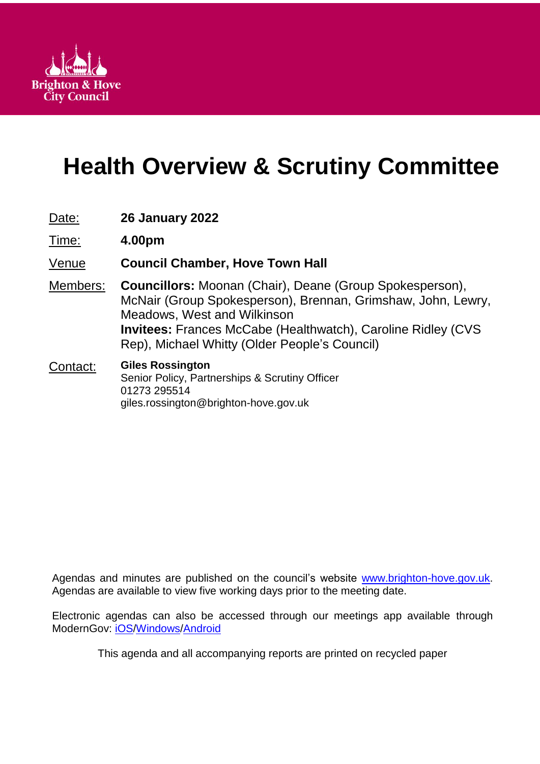Brighton & Hove City Council

# Health Overview & Scrutiny Committee

| | |
|---|---|
| Date: | **26 January 2022** |
| Time: | **4.00pm** |
| Venue | **Council Chamber, Hove Town Hall** |
| Members: | **Councillors:** Moonan (Chair), Deane (Group Spokesperson), McNair (Group Spokesperson), Brennan, Grimshaw, John, Lewry, Meadows, West and Wilkinson<br>**Invitees:** Frances McCabe (Healthwatch), Caroline Ridley (CVS Rep), Michael Whitty (Older People's Council) |
| Contact: | **Giles Rossington**<br>Senior Policy, Partnerships & Scrutiny Officer<br>01273 295514<br>giles.rossington@brighton-hove.gov.uk |

Agendas and minutes are published on the council's website www.brighton-hove.gov.uk. Agendas are available to view five working days prior to the meeting date.

Electronic agendas can also be accessed through our meetings app available through ModernGov: iOS/Windows/Android

This agenda and all accompanying reports are printed on recycled paper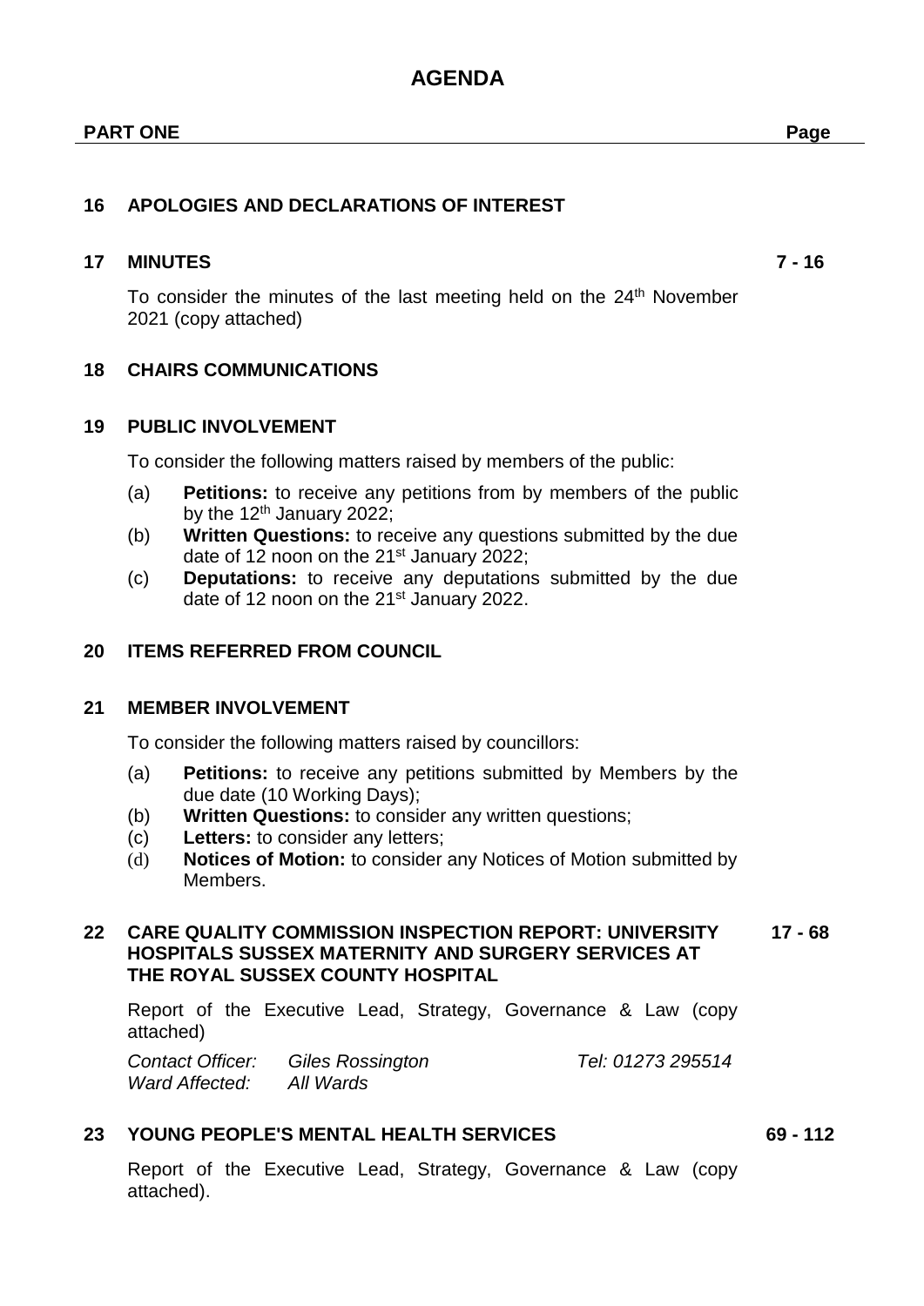# AGENDA

**PART ONE** **Page**

### 16 APOLOGIES AND DECLARATIONS OF INTEREST

### 17 MINUTES **7 - 16**

To consider the minutes of the last meeting held on the 24th November 2021 (copy attached)

### 18 CHAIRS COMMUNICATIONS

### 19 PUBLIC INVOLVEMENT

To consider the following matters raised by members of the public:

(a) **Petitions:** to receive any petitions from by members of the public by the 12th January 2022;

(b) **Written Questions:** to receive any questions submitted by the due date of 12 noon on the 21st January 2022;

(c) **Deputations:** to receive any deputations submitted by the due date of 12 noon on the 21st January 2022.

### 20 ITEMS REFERRED FROM COUNCIL

### 21 MEMBER INVOLVEMENT

To consider the following matters raised by councillors:

(a) **Petitions:** to receive any petitions submitted by Members by the due date (10 Working Days);

(b) **Written Questions:** to consider any written questions;

(c) **Letters:** to consider any letters;

(d) **Notices of Motion:** to consider any Notices of Motion submitted by Members.

### 22 CARE QUALITY COMMISSION INSPECTION REPORT: UNIVERSITY HOSPITALS SUSSEX MATERNITY AND SURGERY SERVICES AT THE ROYAL SUSSEX COUNTY HOSPITAL **17 - 68**

Report of the Executive Lead, Strategy, Governance & Law (copy attached)

*Contact Officer:* *Giles Rossington* *Tel: 01273 295514*
*Ward Affected:* *All Wards*

### 23 YOUNG PEOPLE'S MENTAL HEALTH SERVICES **69 - 112**

Report of the Executive Lead, Strategy, Governance & Law (copy attached).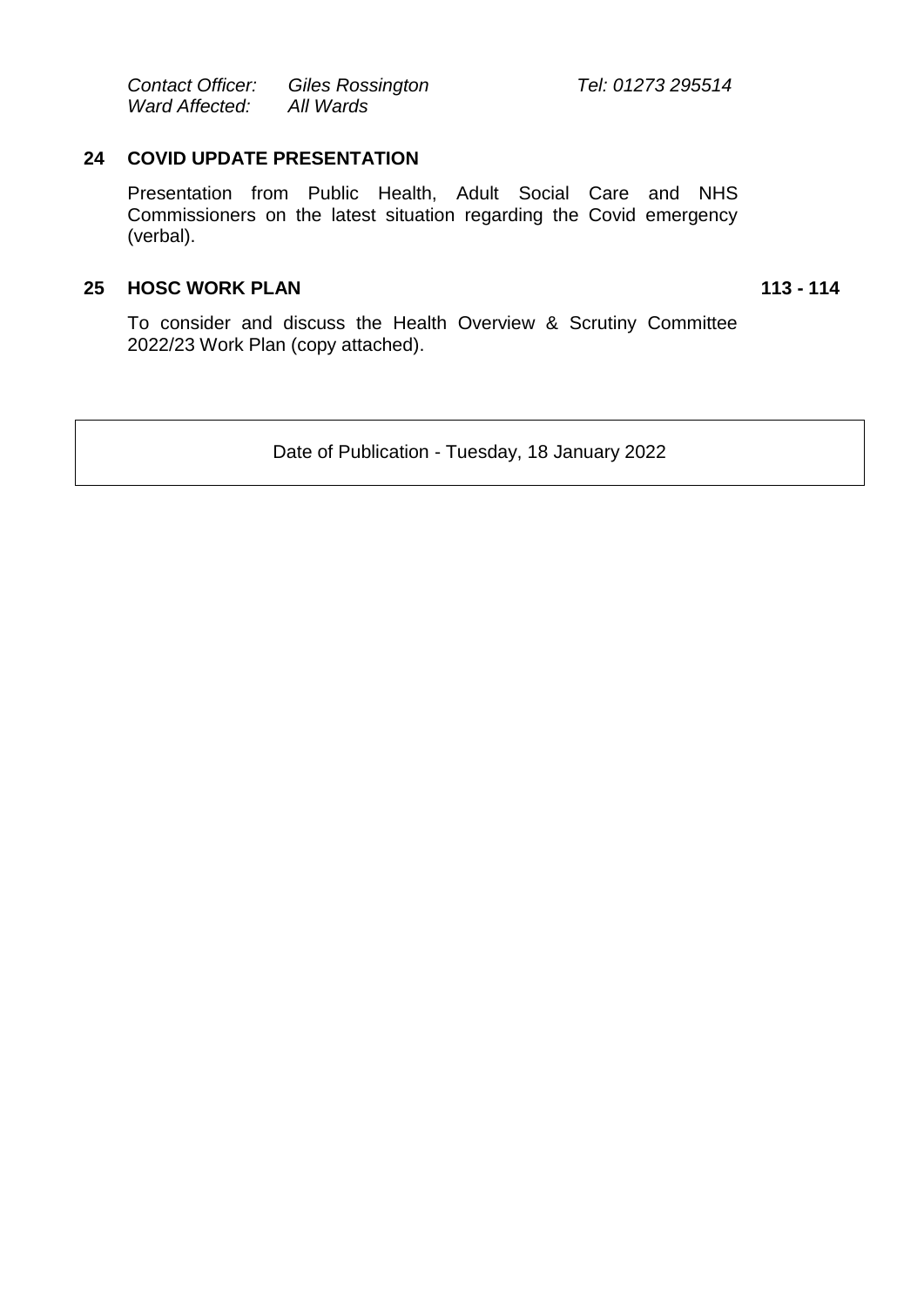*Contact Officer:* *Giles Rossington* *Tel: 01273 295514*
*Ward Affected:* *All Wards*

**24 COVID UPDATE PRESENTATION**

Presentation from Public Health, Adult Social Care and NHS Commissioners on the latest situation regarding the Covid emergency (verbal).

**25 HOSC WORK PLAN** **113 - 114**

To consider and discuss the Health Overview & Scrutiny Committee 2022/23 Work Plan (copy attached).

Date of Publication - Tuesday, 18 January 2022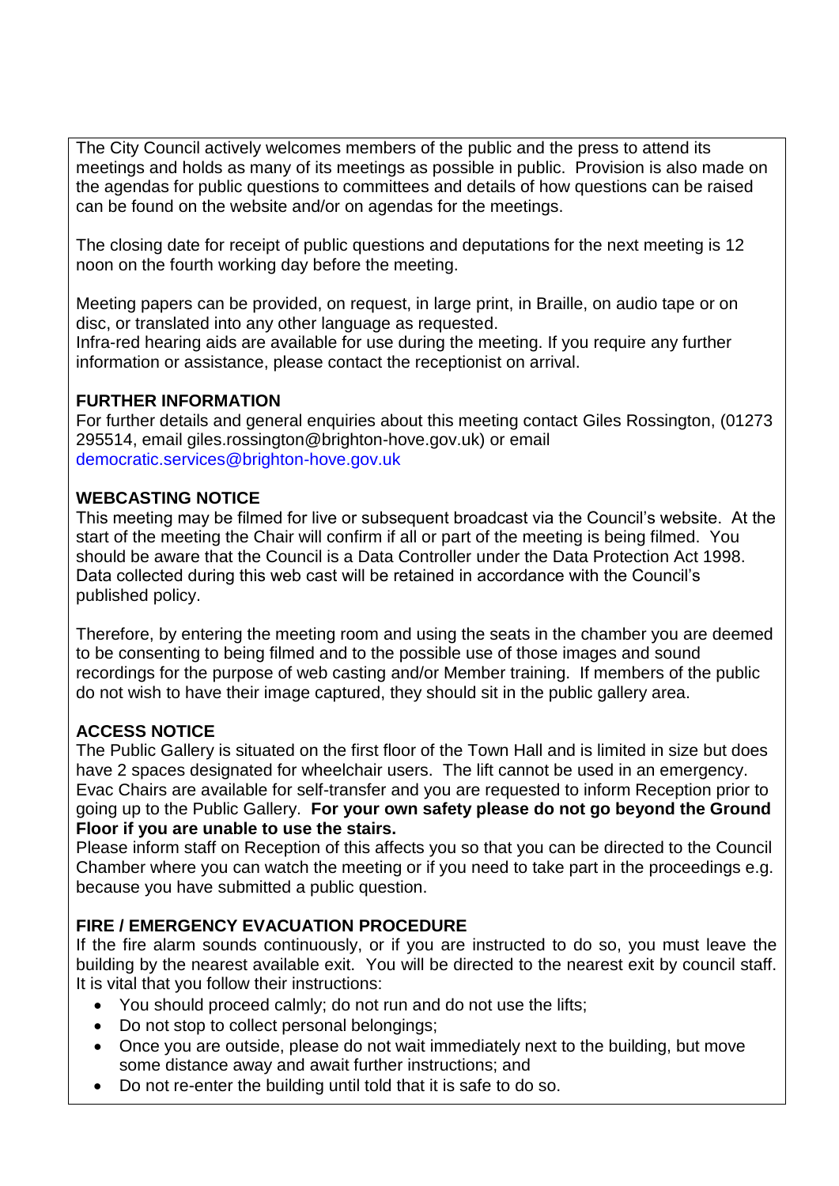The City Council actively welcomes members of the public and the press to attend its meetings and holds as many of its meetings as possible in public. Provision is also made on the agendas for public questions to committees and details of how questions can be raised can be found on the website and/or on agendas for the meetings.

The closing date for receipt of public questions and deputations for the next meeting is 12 noon on the fourth working day before the meeting.

Meeting papers can be provided, on request, in large print, in Braille, on audio tape or on disc, or translated into any other language as requested.
Infra-red hearing aids are available for use during the meeting. If you require any further information or assistance, please contact the receptionist on arrival.

**FURTHER INFORMATION**
For further details and general enquiries about this meeting contact Giles Rossington, (01273 295514, email giles.rossington@brighton-hove.gov.uk) or email democratic.services@brighton-hove.gov.uk

**WEBCASTING NOTICE**
This meeting may be filmed for live or subsequent broadcast via the Council's website. At the start of the meeting the Chair will confirm if all or part of the meeting is being filmed. You should be aware that the Council is a Data Controller under the Data Protection Act 1998. Data collected during this web cast will be retained in accordance with the Council's published policy.

Therefore, by entering the meeting room and using the seats in the chamber you are deemed to be consenting to being filmed and to the possible use of those images and sound recordings for the purpose of web casting and/or Member training. If members of the public do not wish to have their image captured, they should sit in the public gallery area.

**ACCESS NOTICE**
The Public Gallery is situated on the first floor of the Town Hall and is limited in size but does have 2 spaces designated for wheelchair users. The lift cannot be used in an emergency. Evac Chairs are available for self-transfer and you are requested to inform Reception prior to going up to the Public Gallery. **For your own safety please do not go beyond the Ground Floor if you are unable to use the stairs.**
Please inform staff on Reception of this affects you so that you can be directed to the Council Chamber where you can watch the meeting or if you need to take part in the proceedings e.g. because you have submitted a public question.

**FIRE / EMERGENCY EVACUATION PROCEDURE**
If the fire alarm sounds continuously, or if you are instructed to do so, you must leave the building by the nearest available exit. You will be directed to the nearest exit by council staff. It is vital that you follow their instructions:

- You should proceed calmly; do not run and do not use the lifts;
- Do not stop to collect personal belongings;
- Once you are outside, please do not wait immediately next to the building, but move some distance away and await further instructions; and
- Do not re-enter the building until told that it is safe to do so.